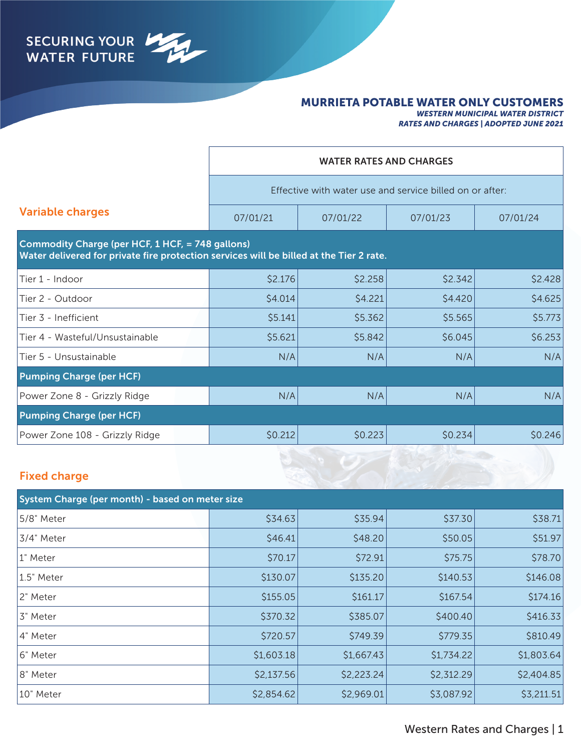SECURING YOUR WATER FUTURE

# MURRIETA POTABLE WATER ONLY CUSTOMERS

***WESTERN MUNICIPAL WATER DISTRICT***

***RATES AND CHARGES | ADOPTED JUNE 2021***

## Variable charges

| | WATER RATES AND CHARGES | | | |
|---|---|---|---|---|
| | Effective with water use and service billed on or after: | | | |
| | 07/01/21 | 07/01/22 | 07/01/23 | 07/01/24 |
| **Commodity Charge (per HCF, 1 HCF, = 748 gallons)**<br>**Water delivered for private fire protection services will be billed at the Tier 2 rate.** | | | | |
| Tier 1 - Indoor | $2.176 | $2.258 | $2.342 | $2.428 |
| Tier 2 - Outdoor | $4.014 | $4.221 | $4.420 | $4.625 |
| Tier 3 - Inefficient | $5.141 | $5.362 | $5.565 | $5.773 |
| Tier 4 - Wasteful/Unsustainable | $5.621 | $5.842 | $6.045 | $6.253 |
| Tier 5 - Unsustainable | N/A | N/A | N/A | N/A |
| **Pumping Charge (per HCF)** | | | | |
| Power Zone 8 - Grizzly Ridge | N/A | N/A | N/A | N/A |
| **Pumping Charge (per HCF)** | | | | |
| Power Zone 108 - Grizzly Ridge | $0.212 | $0.223 | $0.234 | $0.246 |

## Fixed charge

| **System Charge (per month) - based on meter size** | 07/01/21 | 07/01/22 | 07/01/23 | 07/01/24 |
|---|---|---|---|---|
| 5/8" Meter | $34.63 | $35.94 | $37.30 | $38.71 |
| 3/4" Meter | $46.41 | $48.20 | $50.05 | $51.97 |
| 1" Meter | $70.17 | $72.91 | $75.75 | $78.70 |
| 1.5" Meter | $130.07 | $135.20 | $140.53 | $146.08 |
| 2" Meter | $155.05 | $161.17 | $167.54 | $174.16 |
| 3" Meter | $370.32 | $385.07 | $400.40 | $416.33 |
| 4" Meter | $720.57 | $749.39 | $779.35 | $810.49 |
| 6" Meter | $1,603.18 | $1,667.43 | $1,734.22 | $1,803.64 |
| 8" Meter | $2,137.56 | $2,223.24 | $2,312.29 | $2,404.85 |
| 10" Meter | $2,854.62 | $2,969.01 | $3,087.92 | $3,211.51 |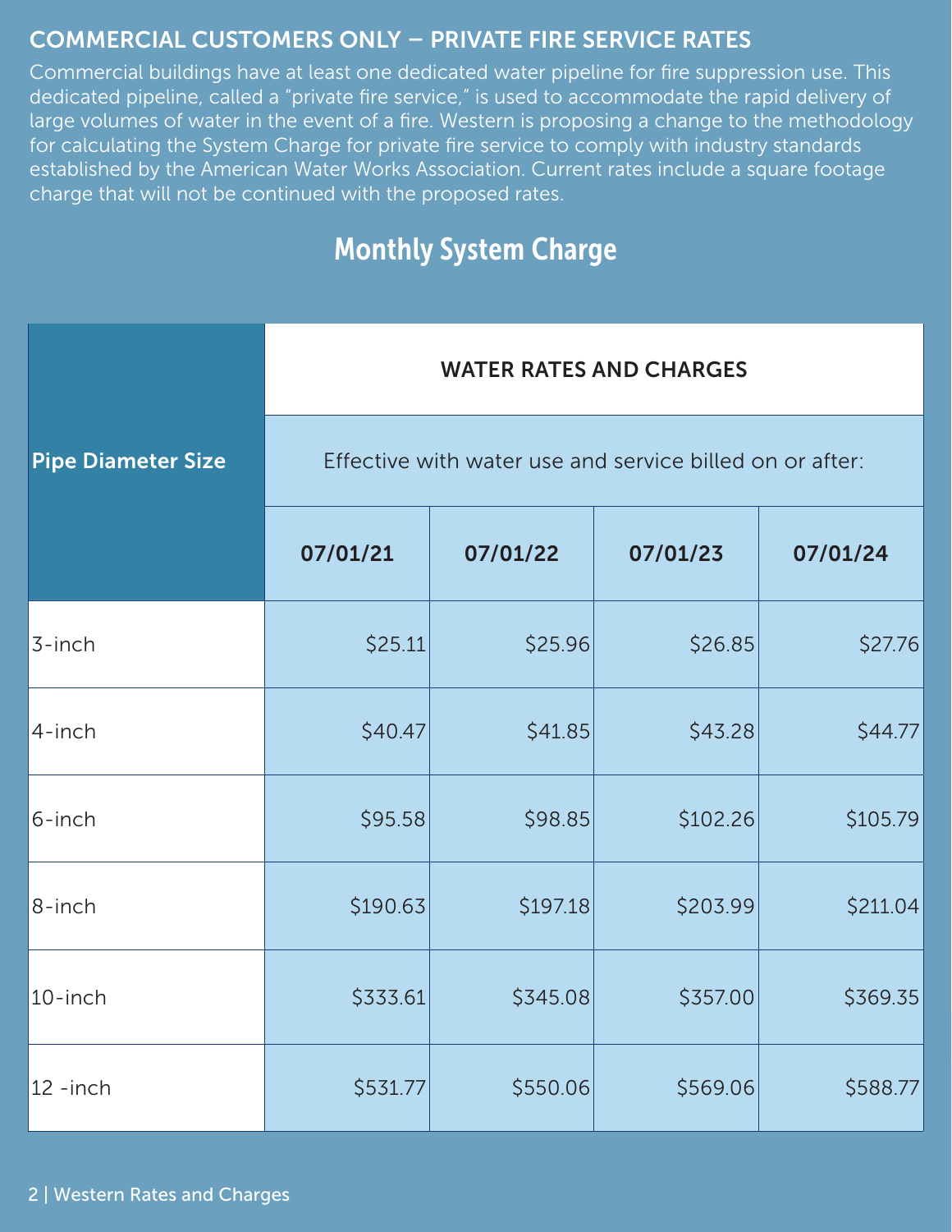## COMMERCIAL CUSTOMERS ONLY – PRIVATE FIRE SERVICE RATES

Commercial buildings have at least one dedicated water pipeline for fire suppression use. This dedicated pipeline, called a "private fire service," is used to accommodate the rapid delivery of large volumes of water in the event of a fire. Western is proposing a change to the methodology for calculating the System Charge for private fire service to comply with industry standards established by the American Water Works Association. Current rates include a square footage charge that will not be continued with the proposed rates.

### Monthly System Charge

| Pipe Diameter Size | WATER RATES AND CHARGES | | | |
|---|---|---|---|---|
| | Effective with water use and service billed on or after: | | | |
| | **07/01/21** | **07/01/22** | **07/01/23** | **07/01/24** |
| 3-inch | $25.11 | $25.96 | $26.85 | $27.76 |
| 4-inch | $40.47 | $41.85 | $43.28 | $44.77 |
| 6-inch | $95.58 | $98.85 | $102.26 | $105.79 |
| 8-inch | $190.63 | $197.18 | $203.99 | $211.04 |
| 10-inch | $333.61 | $345.08 | $357.00 | $369.35 |
| 12 -inch | $531.77 | $550.06 | $569.06 | $588.77 |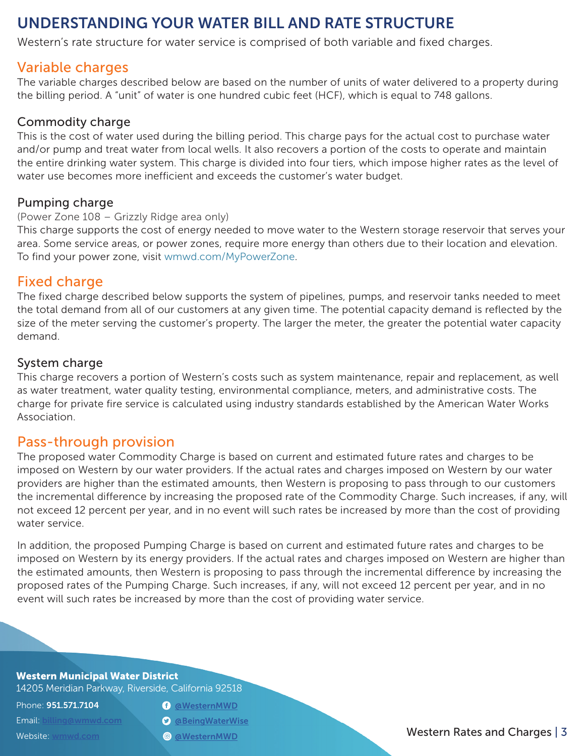# UNDERSTANDING YOUR WATER BILL AND RATE STRUCTURE

Western's rate structure for water service is comprised of both variable and fixed charges.

## Variable charges

The variable charges described below are based on the number of units of water delivered to a property during the billing period. A "unit" of water is one hundred cubic feet (HCF), which is equal to 748 gallons.

### Commodity charge

This is the cost of water used during the billing period. This charge pays for the actual cost to purchase water and/or pump and treat water from local wells. It also recovers a portion of the costs to operate and maintain the entire drinking water system. This charge is divided into four tiers, which impose higher rates as the level of water use becomes more inefficient and exceeds the customer's water budget.

### Pumping charge

(Power Zone 108 – Grizzly Ridge area only)

This charge supports the cost of energy needed to move water to the Western storage reservoir that serves your area. Some service areas, or power zones, require more energy than others due to their location and elevation. To find your power zone, visit wmwd.com/MyPowerZone.

## Fixed charge

The fixed charge described below supports the system of pipelines, pumps, and reservoir tanks needed to meet the total demand from all of our customers at any given time. The potential capacity demand is reflected by the size of the meter serving the customer's property. The larger the meter, the greater the potential water capacity demand.

### System charge

This charge recovers a portion of Western's costs such as system maintenance, repair and replacement, as well as water treatment, water quality testing, environmental compliance, meters, and administrative costs. The charge for private fire service is calculated using industry standards established by the American Water Works Association.

## Pass-through provision

The proposed water Commodity Charge is based on current and estimated future rates and charges to be imposed on Western by our water providers. If the actual rates and charges imposed on Western by our water providers are higher than the estimated amounts, then Western is proposing to pass through to our customers the incremental difference by increasing the proposed rate of the Commodity Charge. Such increases, if any, will not exceed 12 percent per year, and in no event will such rates be increased by more than the cost of providing water service.

In addition, the proposed Pumping Charge is based on current and estimated future rates and charges to be imposed on Western by its energy providers. If the actual rates and charges imposed on Western are higher than the estimated amounts, then Western is proposing to pass through the incremental difference by increasing the proposed rates of the Pumping Charge. Such increases, if any, will not exceed 12 percent per year, and in no event will such rates be increased by more than the cost of providing water service.

**Western Municipal Water District**
14205 Meridian Parkway, Riverside, California 92518

Phone: **951.571.7104**
Email: billing@wmwd.com
Website: wmwd.com

@WesternMWD
@BeingWaterWise
@WesternMWD